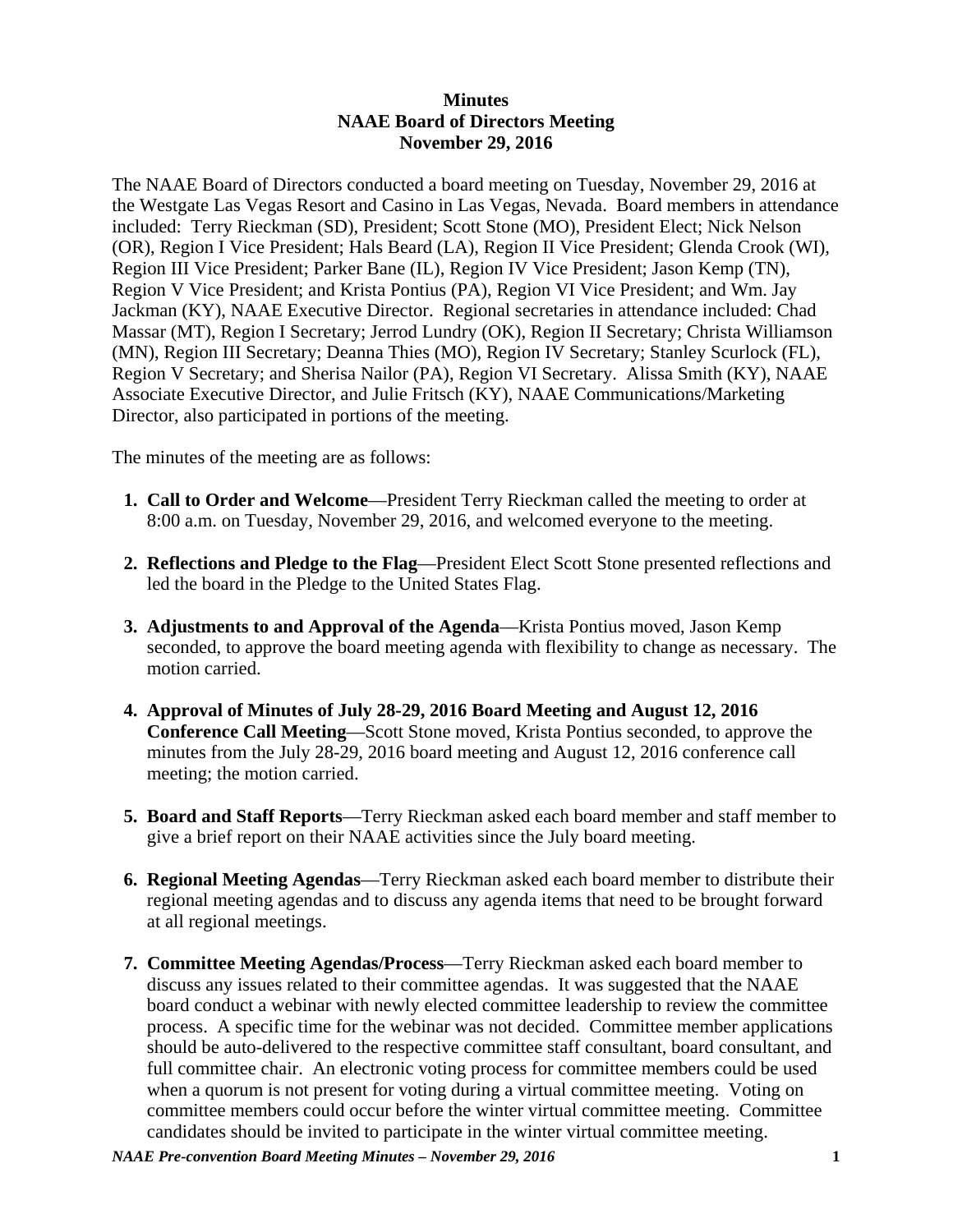**Minutes**
**NAAE Board of Directors Meeting**
**November 29, 2016**

The NAAE Board of Directors conducted a board meeting on Tuesday, November 29, 2016 at the Westgate Las Vegas Resort and Casino in Las Vegas, Nevada. Board members in attendance included: Terry Rieckman (SD), President; Scott Stone (MO), President Elect; Nick Nelson (OR), Region I Vice President; Hals Beard (LA), Region II Vice President; Glenda Crook (WI), Region III Vice President; Parker Bane (IL), Region IV Vice President; Jason Kemp (TN), Region V Vice President; and Krista Pontius (PA), Region VI Vice President; and Wm. Jay Jackman (KY), NAAE Executive Director. Regional secretaries in attendance included: Chad Massar (MT), Region I Secretary; Jerrod Lundry (OK), Region II Secretary; Christa Williamson (MN), Region III Secretary; Deanna Thies (MO), Region IV Secretary; Stanley Scurlock (FL), Region V Secretary; and Sherisa Nailor (PA), Region VI Secretary. Alissa Smith (KY), NAAE Associate Executive Director, and Julie Fritsch (KY), NAAE Communications/Marketing Director, also participated in portions of the meeting.

The minutes of the meeting are as follows:

1. **Call to Order and Welcome**—President Terry Rieckman called the meeting to order at 8:00 a.m. on Tuesday, November 29, 2016, and welcomed everyone to the meeting.

2. **Reflections and Pledge to the Flag**—President Elect Scott Stone presented reflections and led the board in the Pledge to the United States Flag.

3. **Adjustments to and Approval of the Agenda**—Krista Pontius moved, Jason Kemp seconded, to approve the board meeting agenda with flexibility to change as necessary. The motion carried.

4. **Approval of Minutes of July 28-29, 2016 Board Meeting and August 12, 2016 Conference Call Meeting**—Scott Stone moved, Krista Pontius seconded, to approve the minutes from the July 28-29, 2016 board meeting and August 12, 2016 conference call meeting; the motion carried.

5. **Board and Staff Reports**—Terry Rieckman asked each board member and staff member to give a brief report on their NAAE activities since the July board meeting.

6. **Regional Meeting Agendas**—Terry Rieckman asked each board member to distribute their regional meeting agendas and to discuss any agenda items that need to be brought forward at all regional meetings.

7. **Committee Meeting Agendas/Process**—Terry Rieckman asked each board member to discuss any issues related to their committee agendas. It was suggested that the NAAE board conduct a webinar with newly elected committee leadership to review the committee process. A specific time for the webinar was not decided. Committee member applications should be auto-delivered to the respective committee staff consultant, board consultant, and full committee chair. An electronic voting process for committee members could be used when a quorum is not present for voting during a virtual committee meeting. Voting on committee members could occur before the winter virtual committee meeting. Committee candidates should be invited to participate in the winter virtual committee meeting.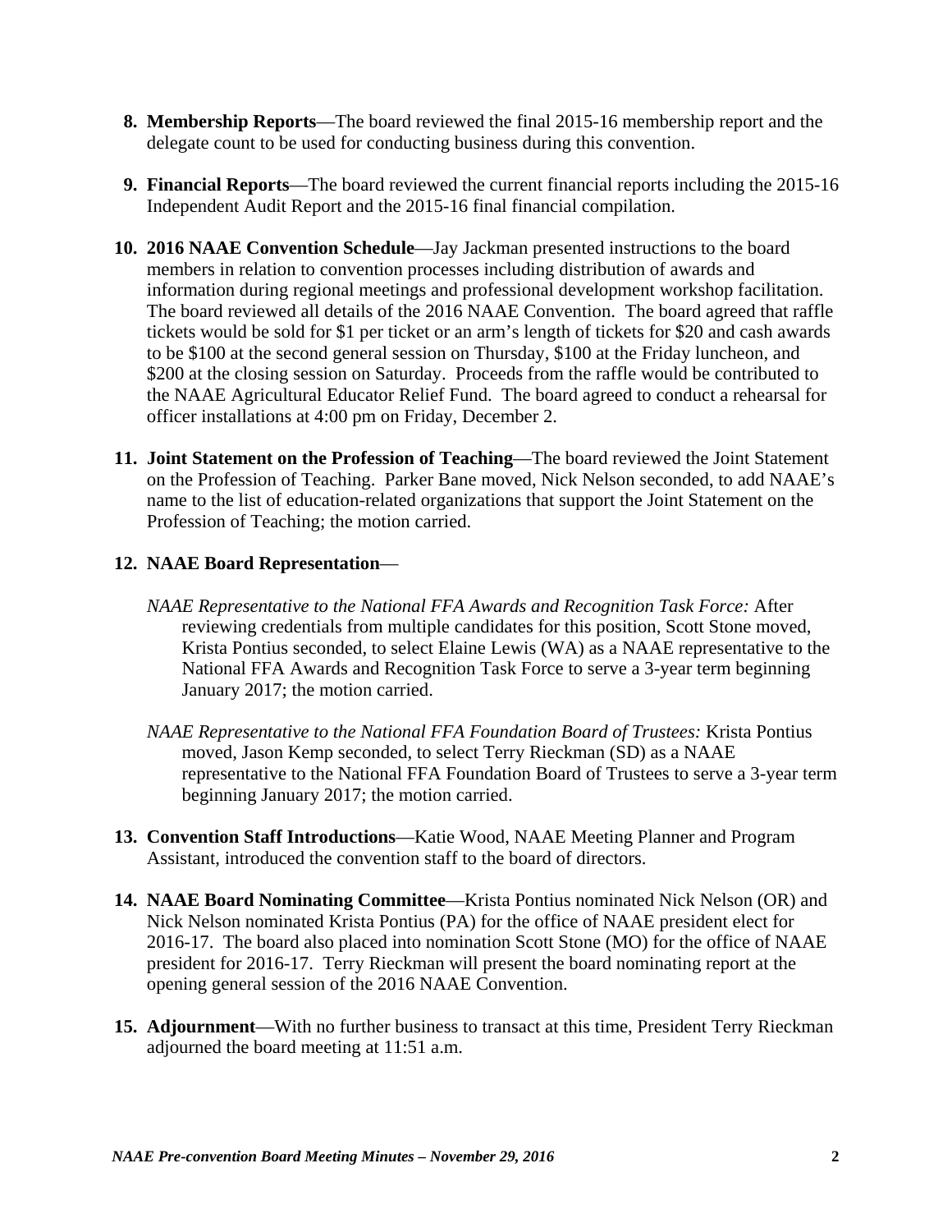8. **Membership Reports**—The board reviewed the final 2015-16 membership report and the delegate count to be used for conducting business during this convention.

9. **Financial Reports**—The board reviewed the current financial reports including the 2015-16 Independent Audit Report and the 2015-16 final financial compilation.

10. **2016 NAAE Convention Schedule**—Jay Jackman presented instructions to the board members in relation to convention processes including distribution of awards and information during regional meetings and professional development workshop facilitation. The board reviewed all details of the 2016 NAAE Convention. The board agreed that raffle tickets would be sold for $1 per ticket or an arm's length of tickets for $20 and cash awards to be $100 at the second general session on Thursday, $100 at the Friday luncheon, and $200 at the closing session on Saturday. Proceeds from the raffle would be contributed to the NAAE Agricultural Educator Relief Fund. The board agreed to conduct a rehearsal for officer installations at 4:00 pm on Friday, December 2.

11. **Joint Statement on the Profession of Teaching**—The board reviewed the Joint Statement on the Profession of Teaching. Parker Bane moved, Nick Nelson seconded, to add NAAE's name to the list of education-related organizations that support the Joint Statement on the Profession of Teaching; the motion carried.

12. **NAAE Board Representation**—

    *NAAE Representative to the National FFA Awards and Recognition Task Force:* After reviewing credentials from multiple candidates for this position, Scott Stone moved, Krista Pontius seconded, to select Elaine Lewis (WA) as a NAAE representative to the National FFA Awards and Recognition Task Force to serve a 3-year term beginning January 2017; the motion carried.

    *NAAE Representative to the National FFA Foundation Board of Trustees:* Krista Pontius moved, Jason Kemp seconded, to select Terry Rieckman (SD) as a NAAE representative to the National FFA Foundation Board of Trustees to serve a 3-year term beginning January 2017; the motion carried.

13. **Convention Staff Introductions**—Katie Wood, NAAE Meeting Planner and Program Assistant, introduced the convention staff to the board of directors.

14. **NAAE Board Nominating Committee**—Krista Pontius nominated Nick Nelson (OR) and Nick Nelson nominated Krista Pontius (PA) for the office of NAAE president elect for 2016-17. The board also placed into nomination Scott Stone (MO) for the office of NAAE president for 2016-17. Terry Rieckman will present the board nominating report at the opening general session of the 2016 NAAE Convention.

15. **Adjournment**—With no further business to transact at this time, President Terry Rieckman adjourned the board meeting at 11:51 a.m.